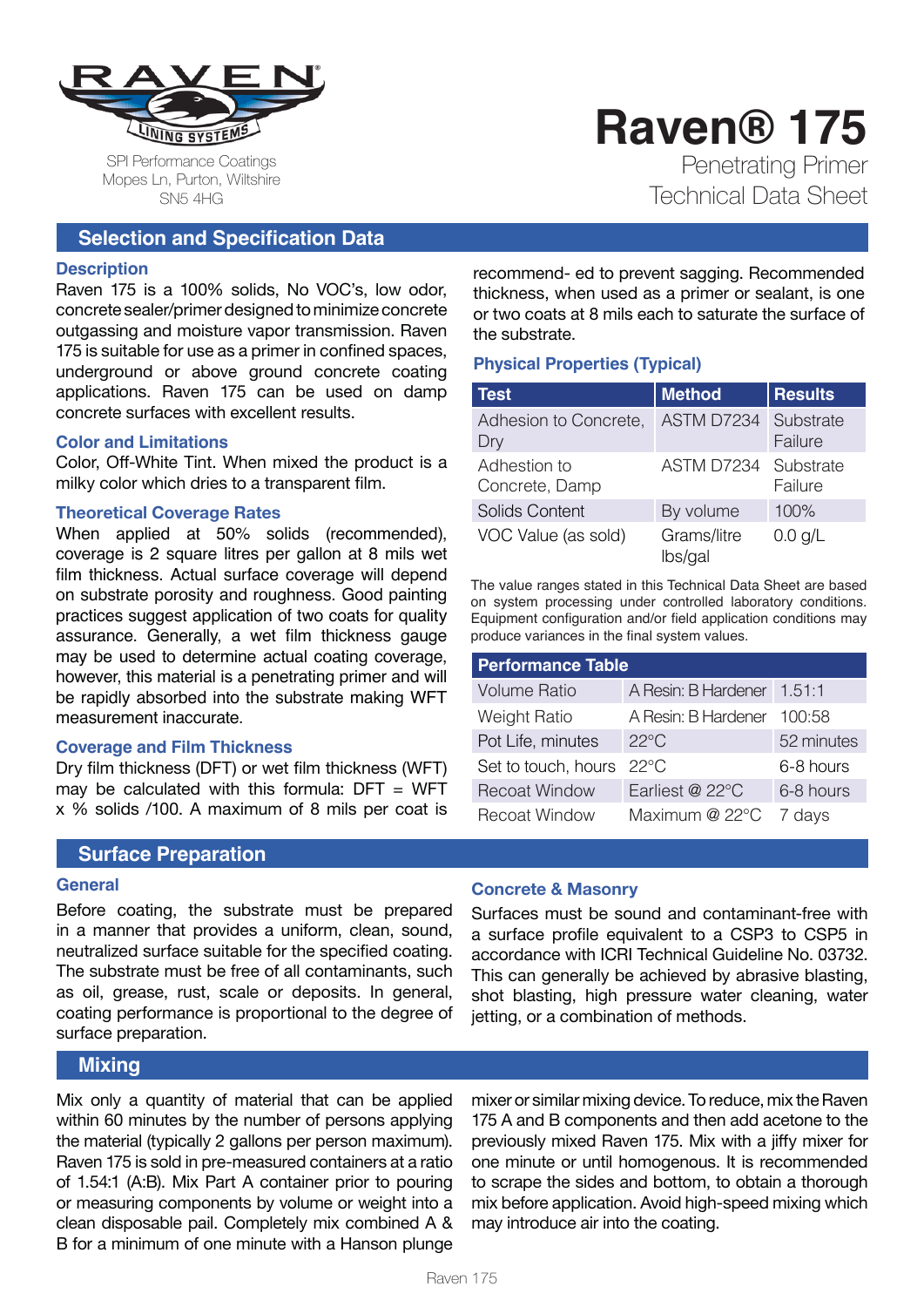RAVEN LINING SYSTEMS

SPI Performance Coatings
Mopes Ln, Purton, Wiltshire
SN5 4HG

# Raven® 175

Penetrating Primer
Technical Data Sheet

## Selection and Specification Data

### Description

Raven 175 is a 100% solids, No VOC's, low odor, concrete sealer/primer designed to minimize concrete outgassing and moisture vapor transmission. Raven 175 is suitable for use as a primer in confined spaces, underground or above ground concrete coating applications. Raven 175 can be used on damp concrete surfaces with excellent results.

### Color and Limitations

Color, Off-White Tint. When mixed the product is a milky color which dries to a transparent film.

### Theoretical Coverage Rates

When applied at 50% solids (recommended), coverage is 2 square litres per gallon at 8 mils wet film thickness. Actual surface coverage will depend on substrate porosity and roughness. Good painting practices suggest application of two coats for quality assurance. Generally, a wet film thickness gauge may be used to determine actual coating coverage, however, this material is a penetrating primer and will be rapidly absorbed into the substrate making WFT measurement inaccurate.

### Coverage and Film Thickness

Dry film thickness (DFT) or wet film thickness (WFT) may be calculated with this formula: DFT = WFT x % solids /100. A maximum of 8 mils per coat is recommend- ed to prevent sagging. Recommended thickness, when used as a primer or sealant, is one or two coats at 8 mils each to saturate the surface of the substrate.

### Physical Properties (Typical)

| Test | Method | Results |
| --- | --- | --- |
| Adhesion to Concrete, Dry | ASTM D7234 | Substrate Failure |
| Adhesion to Concrete, Damp | ASTM D7234 | Substrate Failure |
| Solids Content | By volume | 100% |
| VOC Value (as sold) | Grams/litre lbs/gal | 0.0 g/L |

The value ranges stated in this Technical Data Sheet are based on system processing under controlled laboratory conditions. Equipment configuration and/or field application conditions may produce variances in the final system values.

| Performance Table | | |
| --- | --- | --- |
| Volume Ratio | A Resin: B Hardener | 1.51:1 |
| Weight Ratio | A Resin: B Hardener | 100:58 |
| Pot Life, minutes | 22°C | 52 minutes |
| Set to touch, hours | 22°C | 6-8 hours |
| Recoat Window | Earliest @ 22°C | 6-8 hours |
| Recoat Window | Maximum @ 22°C | 7 days |

## Surface Preparation

### General

Before coating, the substrate must be prepared in a manner that provides a uniform, clean, sound, neutralized surface suitable for the specified coating. The substrate must be free of all contaminants, such as oil, grease, rust, scale or deposits. In general, coating performance is proportional to the degree of surface preparation.

### Concrete & Masonry

Surfaces must be sound and contaminant-free with a surface profile equivalent to a CSP3 to CSP5 in accordance with ICRI Technical Guideline No. 03732. This can generally be achieved by abrasive blasting, shot blasting, high pressure water cleaning, water jetting, or a combination of methods.

## Mixing

Mix only a quantity of material that can be applied within 60 minutes by the number of persons applying the material (typically 2 gallons per person maximum). Raven 175 is sold in pre-measured containers at a ratio of 1.54:1 (A:B). Mix Part A container prior to pouring or measuring components by volume or weight into a clean disposable pail. Completely mix combined A & B for a minimum of one minute with a Hanson plunge mixer or similar mixing device. To reduce, mix the Raven 175 A and B components and then add acetone to the previously mixed Raven 175. Mix with a jiffy mixer for one minute or until homogenous. It is recommended to scrape the sides and bottom, to obtain a thorough mix before application. Avoid high-speed mixing which may introduce air into the coating.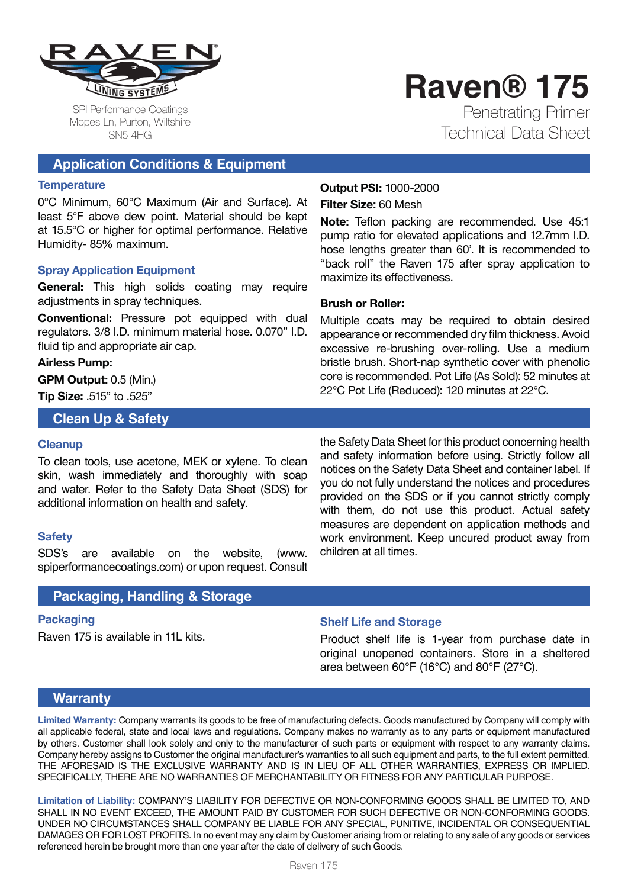SPI Performance Coatings
Mopes Ln, Purton, Wiltshire
SN5 4HG

# Raven® 175

Penetrating Primer
Technical Data Sheet

## Application Conditions & Equipment

### Temperature

0°C Minimum, 60°C Maximum (Air and Surface). At least 5°F above dew point. Material should be kept at 15.5°C or higher for optimal performance. Relative Humidity- 85% maximum.

### Spray Application Equipment

**General:** This high solids coating may require adjustments in spray techniques.

**Conventional:** Pressure pot equipped with dual regulators. 3/8 I.D. minimum material hose. 0.070" I.D. fluid tip and appropriate air cap.

**Airless Pump:**

**GPM Output:** 0.5 (Min.)

**Tip Size:** .515" to .525"

**Output PSI:** 1000-2000

**Filter Size:** 60 Mesh

**Note:** Teflon packing are recommended. Use 45:1 pump ratio for elevated applications and 12.7mm I.D. hose lengths greater than 60'. It is recommended to "back roll" the Raven 175 after spray application to maximize its effectiveness.

**Brush or Roller:**

Multiple coats may be required to obtain desired appearance or recommended dry film thickness. Avoid excessive re-brushing over-rolling. Use a medium bristle brush. Short-nap synthetic cover with phenolic core is recommended. Pot Life (As Sold): 52 minutes at 22°C Pot Life (Reduced): 120 minutes at 22°C.

## Clean Up & Safety

### Cleanup

To clean tools, use acetone, MEK or xylene. To clean skin, wash immediately and thoroughly with soap and water. Refer to the Safety Data Sheet (SDS) for additional information on health and safety.

### Safety

SDS's are available on the website, (www.spiperformancecoatings.com) or upon request. Consult the Safety Data Sheet for this product concerning health and safety information before using. Strictly follow all notices on the Safety Data Sheet and container label. If you do not fully understand the notices and procedures provided on the SDS or if you cannot strictly comply with them, do not use this product. Actual safety measures are dependent on application methods and work environment. Keep uncured product away from children at all times.

## Packaging, Handling & Storage

### Packaging

Raven 175 is available in 11L kits.

### Shelf Life and Storage

Product shelf life is 1-year from purchase date in original unopened containers. Store in a sheltered area between 60°F (16°C) and 80°F (27°C).

## Warranty

**Limited Warranty:** Company warrants its goods to be free of manufacturing defects. Goods manufactured by Company will comply with all applicable federal, state and local laws and regulations. Company makes no warranty as to any parts or equipment manufactured by others. Customer shall look solely and only to the manufacturer of such parts or equipment with respect to any warranty claims. Company hereby assigns to Customer the original manufacturer's warranties to all such equipment and parts, to the full extent permitted. THE AFORESAID IS THE EXCLUSIVE WARRANTY AND IS IN LIEU OF ALL OTHER WARRANTIES, EXPRESS OR IMPLIED. SPECIFICALLY, THERE ARE NO WARRANTIES OF MERCHANTABILITY OR FITNESS FOR ANY PARTICULAR PURPOSE.

**Limitation of Liability:** COMPANY'S LIABILITY FOR DEFECTIVE OR NON-CONFORMING GOODS SHALL BE LIMITED TO, AND SHALL IN NO EVENT EXCEED, THE AMOUNT PAID BY CUSTOMER FOR SUCH DEFECTIVE OR NON-CONFORMING GOODS. UNDER NO CIRCUMSTANCES SHALL COMPANY BE LIABLE FOR ANY SPECIAL, PUNITIVE, INCIDENTAL OR CONSEQUENTIAL DAMAGES OR FOR LOST PROFITS. In no event may any claim by Customer arising from or relating to any sale of any goods or services referenced herein be brought more than one year after the date of delivery of such Goods.